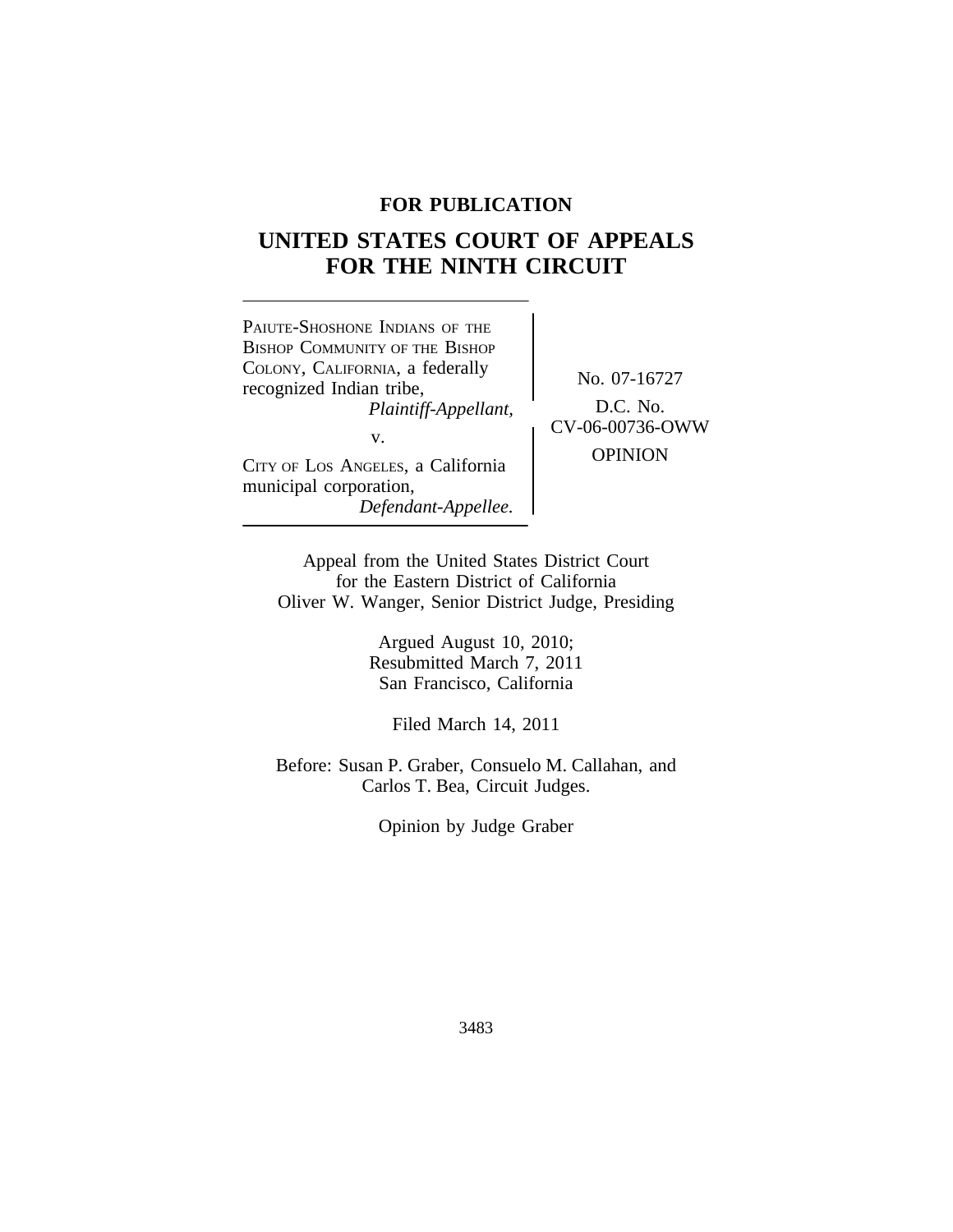**FOR PUBLICATION**

# UNITED STATES COURT OF APPEALS FOR THE NINTH CIRCUIT

PAIUTE-SHOSHONE INDIANS OF THE BISHOP COMMUNITY OF THE BISHOP COLONY, CALIFORNIA, a federally recognized Indian tribe,
*Plaintiff-Appellant,*

v.

CITY OF LOS ANGELES, a California municipal corporation,
*Defendant-Appellee.*

No. 07-16727

D.C. No. CV-06-00736-OWW

OPINION

Appeal from the United States District Court for the Eastern District of California
Oliver W. Wanger, Senior District Judge, Presiding

Argued August 10, 2010;
Resubmitted March 7, 2011
San Francisco, California

Filed March 14, 2011

Before: Susan P. Graber, Consuelo M. Callahan, and Carlos T. Bea, Circuit Judges.

Opinion by Judge Graber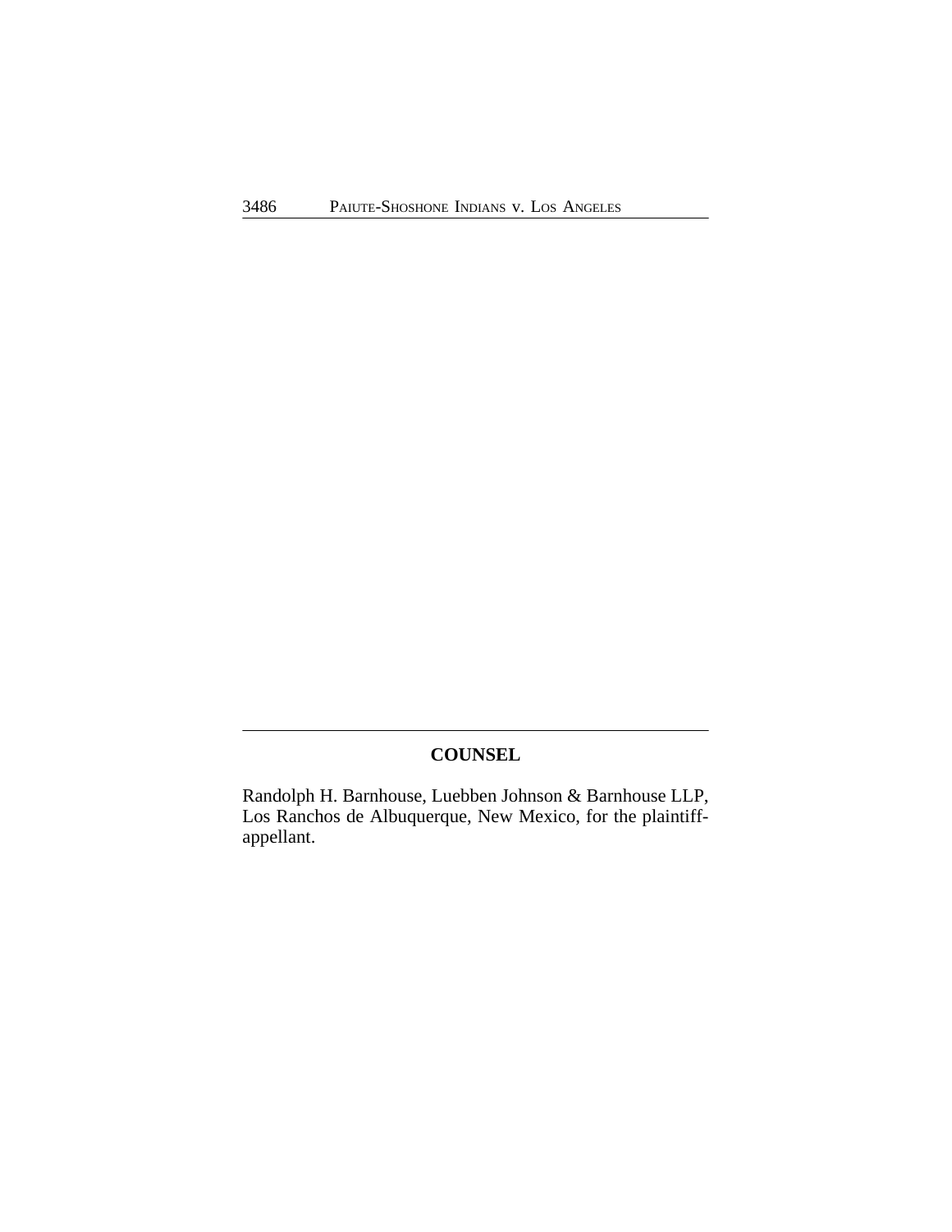## COUNSEL

Randolph H. Barnhouse, Luebben Johnson & Barnhouse LLP, Los Ranchos de Albuquerque, New Mexico, for the plaintiff-appellant.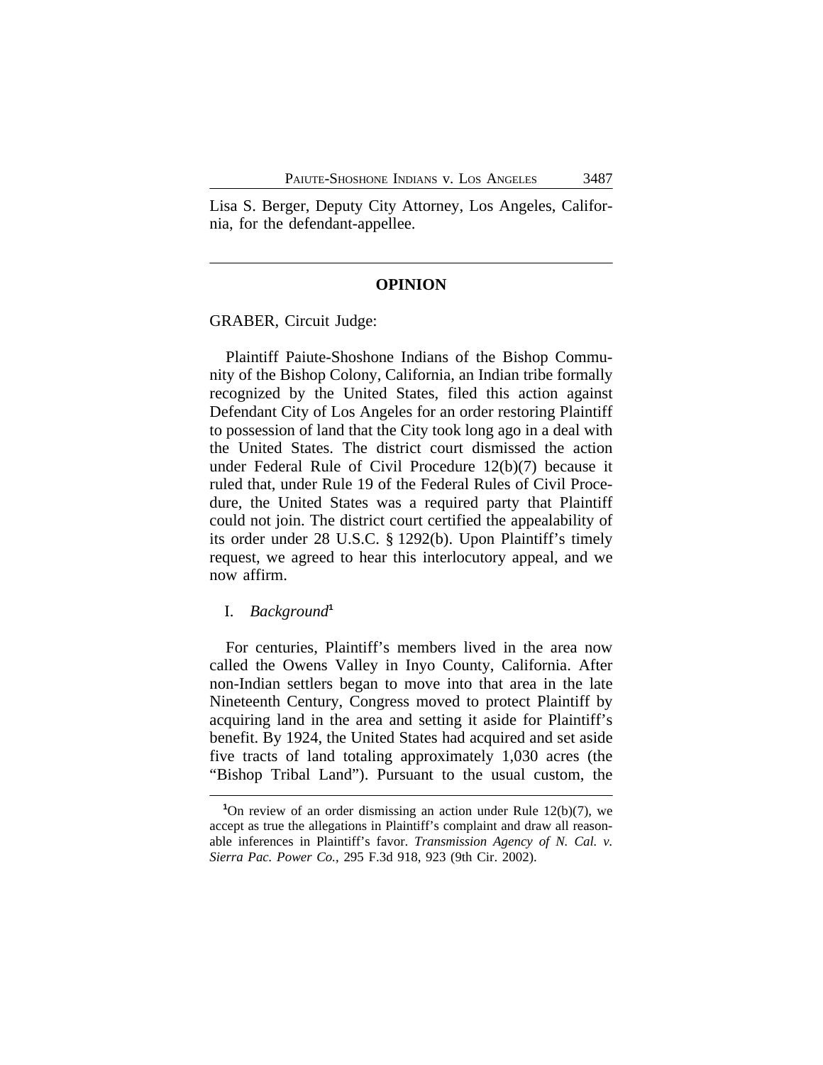Lisa S. Berger, Deputy City Attorney, Los Angeles, California, for the defendant-appellee.

---

## OPINION

GRABER, Circuit Judge:

Plaintiff Paiute-Shoshone Indians of the Bishop Community of the Bishop Colony, California, an Indian tribe formally recognized by the United States, filed this action against Defendant City of Los Angeles for an order restoring Plaintiff to possession of land that the City took long ago in a deal with the United States. The district court dismissed the action under Federal Rule of Civil Procedure 12(b)(7) because it ruled that, under Rule 19 of the Federal Rules of Civil Procedure, the United States was a required party that Plaintiff could not join. The district court certified the appealability of its order under 28 U.S.C. § 1292(b). Upon Plaintiff's timely request, we agreed to hear this interlocutory appeal, and we now affirm.

### I. *Background*[1]

For centuries, Plaintiff's members lived in the area now called the Owens Valley in Inyo County, California. After non-Indian settlers began to move into that area in the late Nineteenth Century, Congress moved to protect Plaintiff by acquiring land in the area and setting it aside for Plaintiff's benefit. By 1924, the United States had acquired and set aside five tracts of land totaling approximately 1,030 acres (the "Bishop Tribal Land"). Pursuant to the usual custom, the

---

[1]On review of an order dismissing an action under Rule 12(b)(7), we accept as true the allegations in Plaintiff's complaint and draw all reasonable inferences in Plaintiff's favor. *Transmission Agency of N. Cal. v. Sierra Pac. Power Co.*, 295 F.3d 918, 923 (9th Cir. 2002).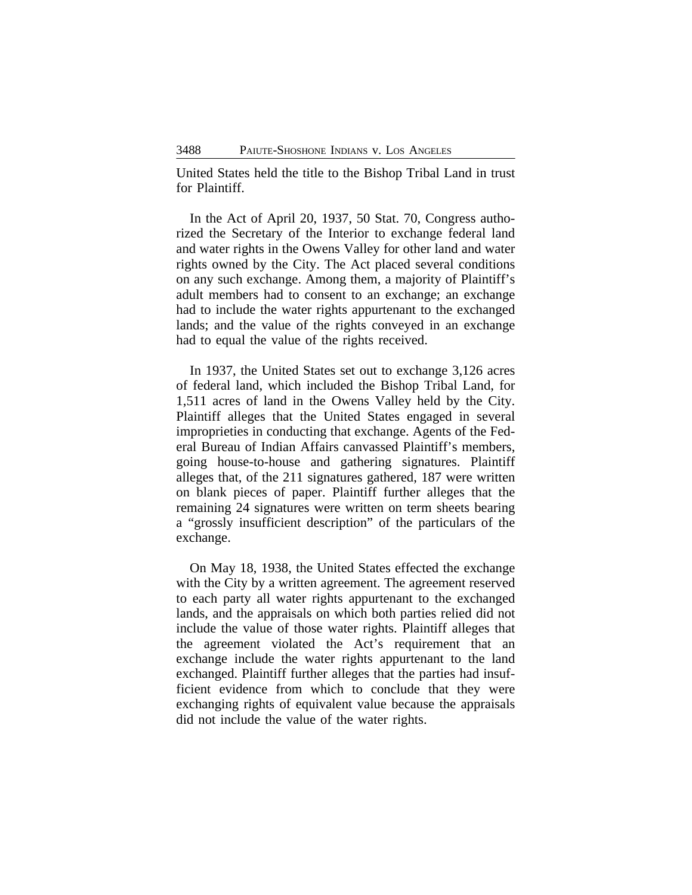United States held the title to the Bishop Tribal Land in trust for Plaintiff.

In the Act of April 20, 1937, 50 Stat. 70, Congress authorized the Secretary of the Interior to exchange federal land and water rights in the Owens Valley for other land and water rights owned by the City. The Act placed several conditions on any such exchange. Among them, a majority of Plaintiff's adult members had to consent to an exchange; an exchange had to include the water rights appurtenant to the exchanged lands; and the value of the rights conveyed in an exchange had to equal the value of the rights received.

In 1937, the United States set out to exchange 3,126 acres of federal land, which included the Bishop Tribal Land, for 1,511 acres of land in the Owens Valley held by the City. Plaintiff alleges that the United States engaged in several improprieties in conducting that exchange. Agents of the Federal Bureau of Indian Affairs canvassed Plaintiff's members, going house-to-house and gathering signatures. Plaintiff alleges that, of the 211 signatures gathered, 187 were written on blank pieces of paper. Plaintiff further alleges that the remaining 24 signatures were written on term sheets bearing a "grossly insufficient description" of the particulars of the exchange.

On May 18, 1938, the United States effected the exchange with the City by a written agreement. The agreement reserved to each party all water rights appurtenant to the exchanged lands, and the appraisals on which both parties relied did not include the value of those water rights. Plaintiff alleges that the agreement violated the Act's requirement that an exchange include the water rights appurtenant to the land exchanged. Plaintiff further alleges that the parties had insufficient evidence from which to conclude that they were exchanging rights of equivalent value because the appraisals did not include the value of the water rights.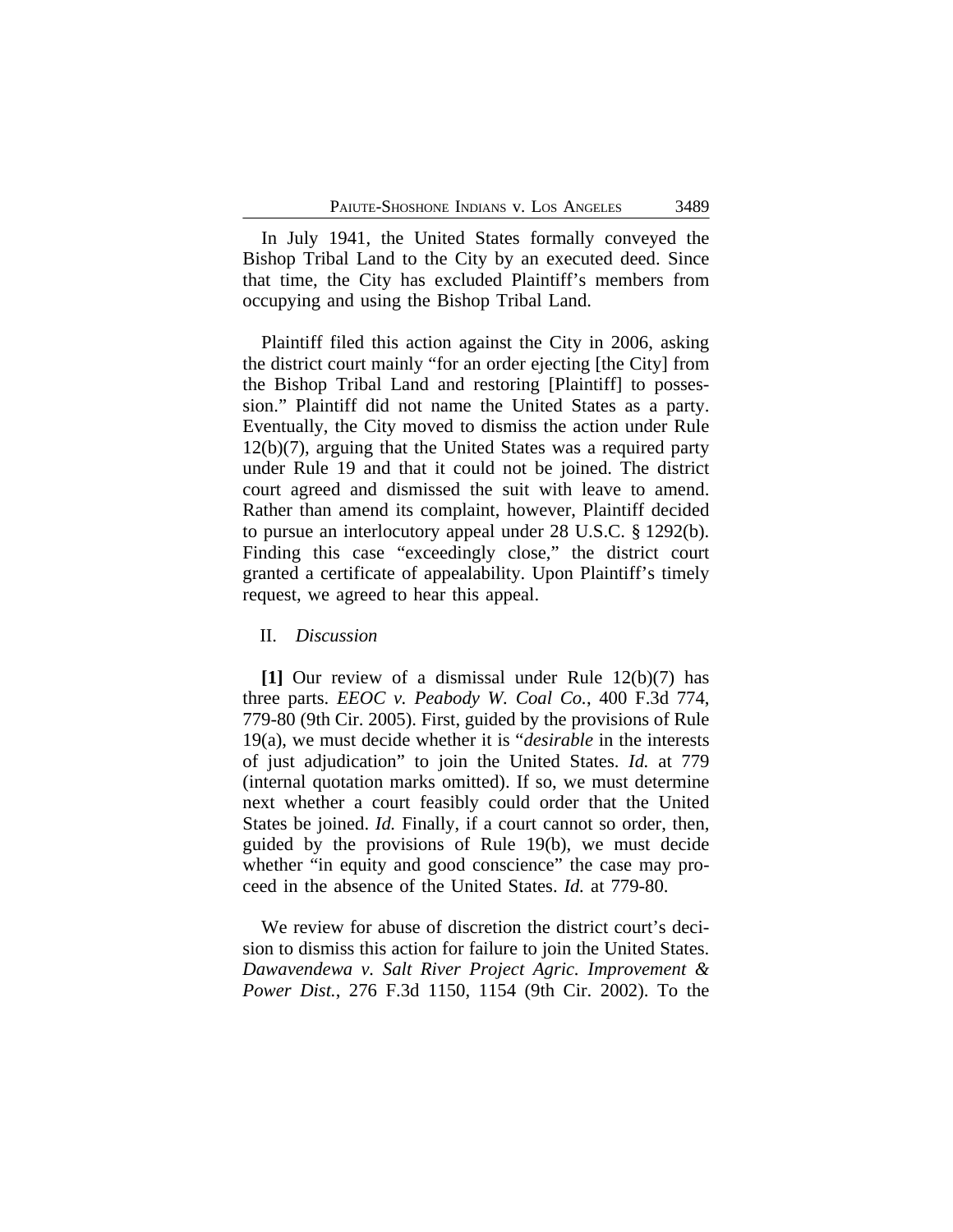In July 1941, the United States formally conveyed the Bishop Tribal Land to the City by an executed deed. Since that time, the City has excluded Plaintiff's members from occupying and using the Bishop Tribal Land.

Plaintiff filed this action against the City in 2006, asking the district court mainly "for an order ejecting [the City] from the Bishop Tribal Land and restoring [Plaintiff] to possession." Plaintiff did not name the United States as a party. Eventually, the City moved to dismiss the action under Rule 12(b)(7), arguing that the United States was a required party under Rule 19 and that it could not be joined. The district court agreed and dismissed the suit with leave to amend. Rather than amend its complaint, however, Plaintiff decided to pursue an interlocutory appeal under 28 U.S.C. § 1292(b). Finding this case "exceedingly close," the district court granted a certificate of appealability. Upon Plaintiff's timely request, we agreed to hear this appeal.

## II. *Discussion*

**[1]** Our review of a dismissal under Rule 12(b)(7) has three parts. *EEOC v. Peabody W. Coal Co.*, 400 F.3d 774, 779-80 (9th Cir. 2005). First, guided by the provisions of Rule 19(a), we must decide whether it is "*desirable* in the interests of just adjudication" to join the United States. *Id.* at 779 (internal quotation marks omitted). If so, we must determine next whether a court feasibly could order that the United States be joined. *Id.* Finally, if a court cannot so order, then, guided by the provisions of Rule 19(b), we must decide whether "in equity and good conscience" the case may proceed in the absence of the United States. *Id.* at 779-80.

We review for abuse of discretion the district court's decision to dismiss this action for failure to join the United States. *Dawavendewa v. Salt River Project Agric. Improvement & Power Dist.*, 276 F.3d 1150, 1154 (9th Cir. 2002). To the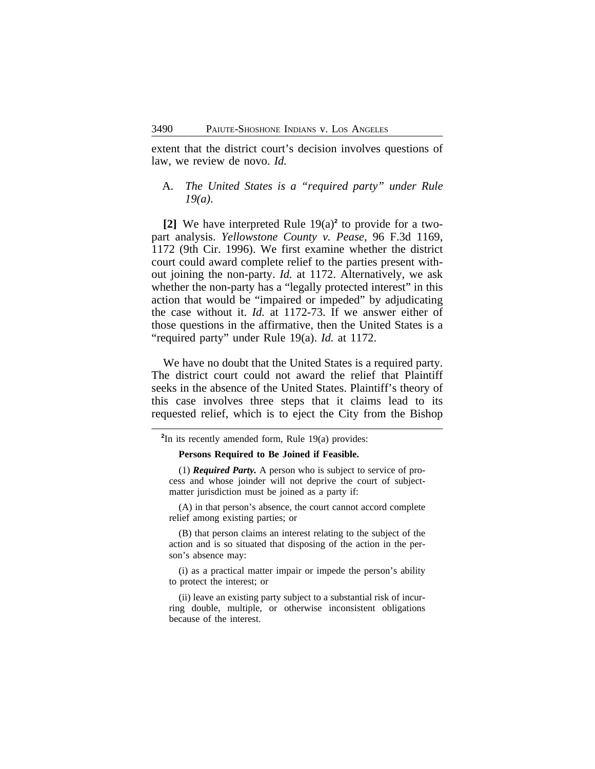extent that the district court's decision involves questions of law, we review de novo. *Id.*

A. *The United States is a "required party" under Rule 19(a).*

**[2]** We have interpreted Rule 19(a)[2] to provide for a two-part analysis. *Yellowstone County v. Pease*, 96 F.3d 1169, 1172 (9th Cir. 1996). We first examine whether the district court could award complete relief to the parties present without joining the non-party. *Id.* at 1172. Alternatively, we ask whether the non-party has a "legally protected interest" in this action that would be "impaired or impeded" by adjudicating the case without it. *Id.* at 1172-73. If we answer either of those questions in the affirmative, then the United States is a "required party" under Rule 19(a). *Id.* at 1172.

We have no doubt that the United States is a required party. The district court could not award the relief that Plaintiff seeks in the absence of the United States. Plaintiff's theory of this case involves three steps that it claims lead to its requested relief, which is to eject the City from the Bishop

---

[2] In its recently amended form, Rule 19(a) provides:

**Persons Required to Be Joined if Feasible.**

(1) ***Required Party.*** A person who is subject to service of process and whose joinder will not deprive the court of subject-matter jurisdiction must be joined as a party if:

(A) in that person's absence, the court cannot accord complete relief among existing parties; or

(B) that person claims an interest relating to the subject of the action and is so situated that disposing of the action in the person's absence may:

(i) as a practical matter impair or impede the person's ability to protect the interest; or

(ii) leave an existing party subject to a substantial risk of incurring double, multiple, or otherwise inconsistent obligations because of the interest.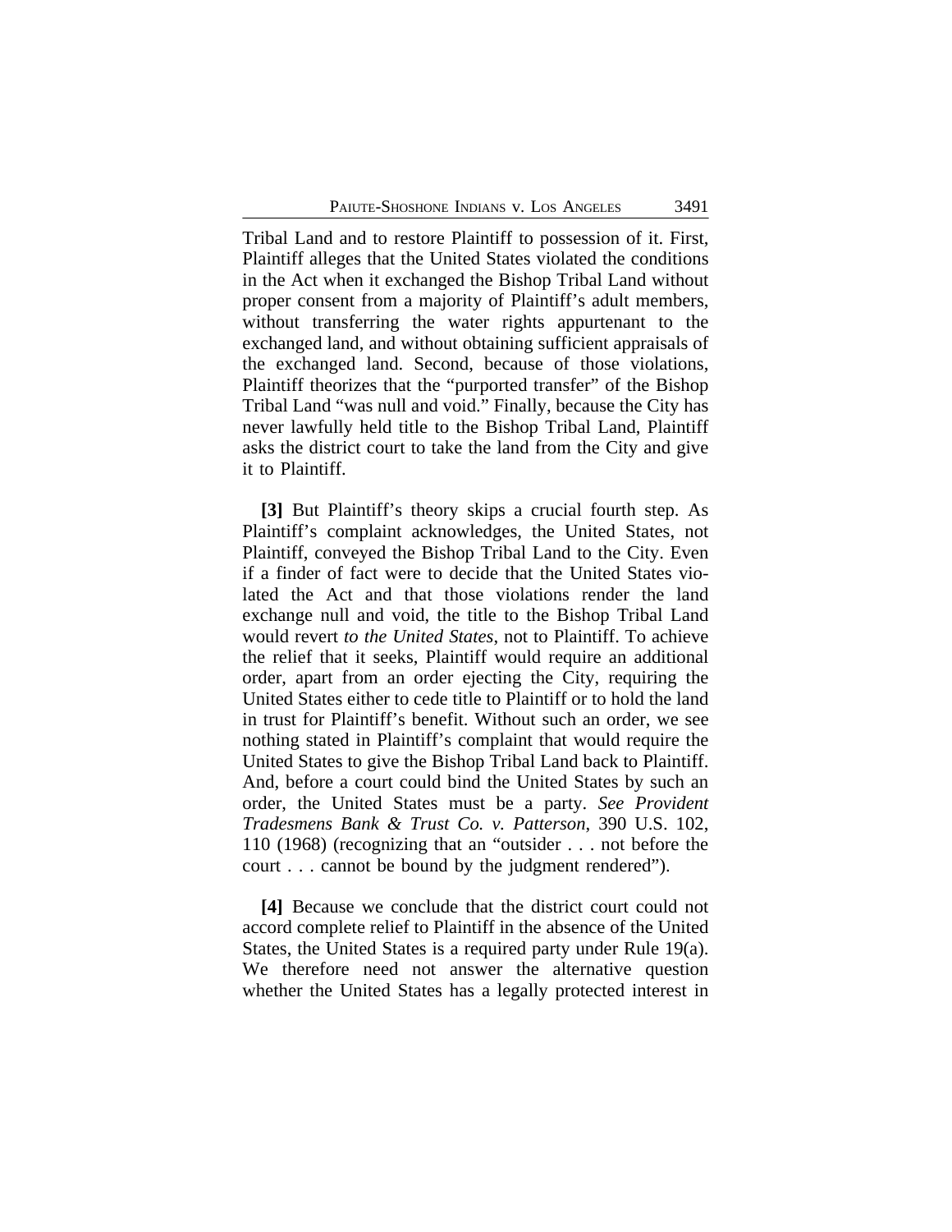Tribal Land and to restore Plaintiff to possession of it. First, Plaintiff alleges that the United States violated the conditions in the Act when it exchanged the Bishop Tribal Land without proper consent from a majority of Plaintiff's adult members, without transferring the water rights appurtenant to the exchanged land, and without obtaining sufficient appraisals of the exchanged land. Second, because of those violations, Plaintiff theorizes that the "purported transfer" of the Bishop Tribal Land "was null and void." Finally, because the City has never lawfully held title to the Bishop Tribal Land, Plaintiff asks the district court to take the land from the City and give it to Plaintiff.

**[3]** But Plaintiff's theory skips a crucial fourth step. As Plaintiff's complaint acknowledges, the United States, not Plaintiff, conveyed the Bishop Tribal Land to the City. Even if a finder of fact were to decide that the United States violated the Act and that those violations render the land exchange null and void, the title to the Bishop Tribal Land would revert *to the United States*, not to Plaintiff. To achieve the relief that it seeks, Plaintiff would require an additional order, apart from an order ejecting the City, requiring the United States either to cede title to Plaintiff or to hold the land in trust for Plaintiff's benefit. Without such an order, we see nothing stated in Plaintiff's complaint that would require the United States to give the Bishop Tribal Land back to Plaintiff. And, before a court could bind the United States by such an order, the United States must be a party. *See Provident Tradesmens Bank & Trust Co. v. Patterson*, 390 U.S. 102, 110 (1968) (recognizing that an "outsider . . . not before the court . . . cannot be bound by the judgment rendered").

**[4]** Because we conclude that the district court could not accord complete relief to Plaintiff in the absence of the United States, the United States is a required party under Rule 19(a). We therefore need not answer the alternative question whether the United States has a legally protected interest in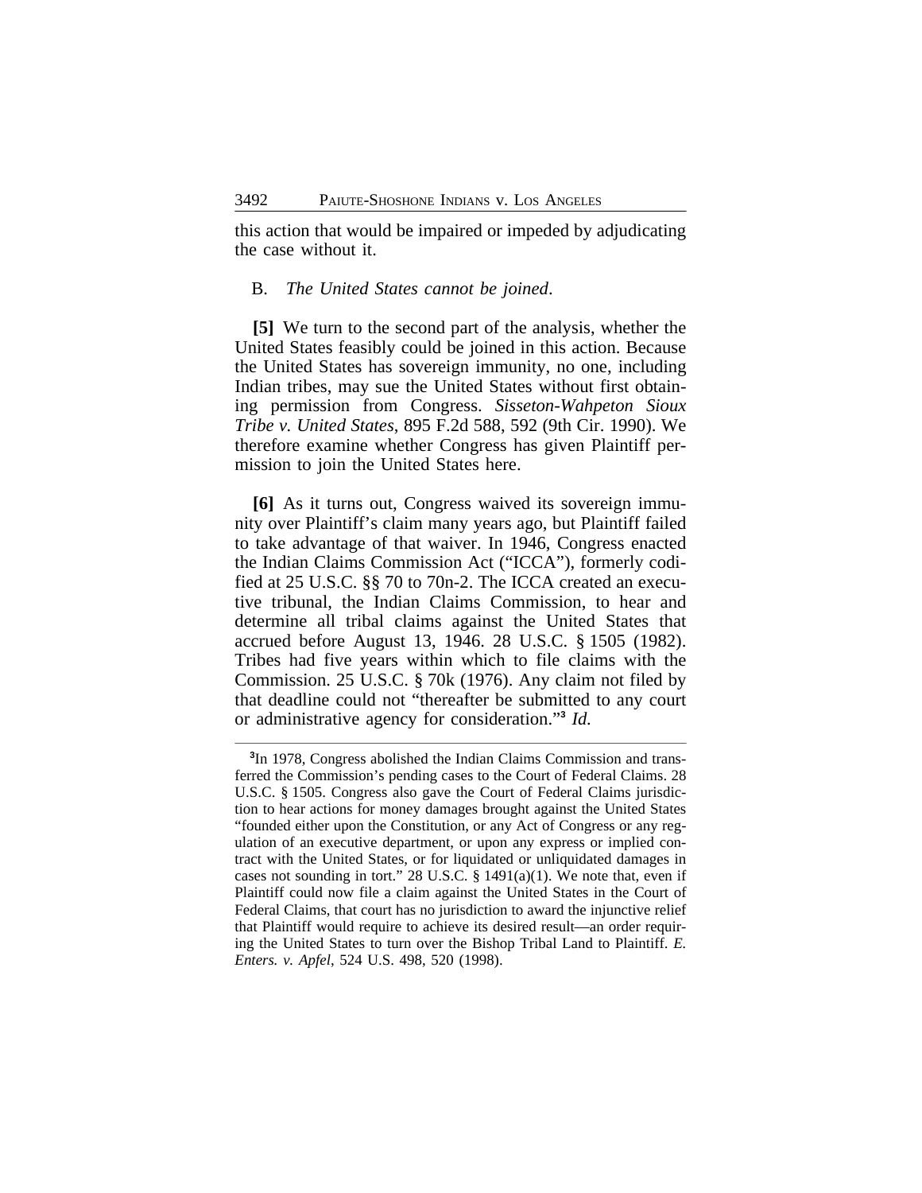this action that would be impaired or impeded by adjudicating the case without it.

B. *The United States cannot be joined*.

**[5]** We turn to the second part of the analysis, whether the United States feasibly could be joined in this action. Because the United States has sovereign immunity, no one, including Indian tribes, may sue the United States without first obtaining permission from Congress. *Sisseton-Wahpeton Sioux Tribe v. United States*, 895 F.2d 588, 592 (9th Cir. 1990). We therefore examine whether Congress has given Plaintiff permission to join the United States here.

**[6]** As it turns out, Congress waived its sovereign immunity over Plaintiff's claim many years ago, but Plaintiff failed to take advantage of that waiver. In 1946, Congress enacted the Indian Claims Commission Act ("ICCA"), formerly codified at 25 U.S.C. §§ 70 to 70n-2. The ICCA created an executive tribunal, the Indian Claims Commission, to hear and determine all tribal claims against the United States that accrued before August 13, 1946. 28 U.S.C. § 1505 (1982). Tribes had five years within which to file claims with the Commission. 25 U.S.C. § 70k (1976). Any claim not filed by that deadline could not "thereafter be submitted to any court or administrative agency for consideration."[3] *Id.*

---

[3]In 1978, Congress abolished the Indian Claims Commission and transferred the Commission's pending cases to the Court of Federal Claims. 28 U.S.C. § 1505. Congress also gave the Court of Federal Claims jurisdiction to hear actions for money damages brought against the United States "founded either upon the Constitution, or any Act of Congress or any regulation of an executive department, or upon any express or implied contract with the United States, or for liquidated or unliquidated damages in cases not sounding in tort." 28 U.S.C. § 1491(a)(1). We note that, even if Plaintiff could now file a claim against the United States in the Court of Federal Claims, that court has no jurisdiction to award the injunctive relief that Plaintiff would require to achieve its desired result—an order requiring the United States to turn over the Bishop Tribal Land to Plaintiff. *E. Enters. v. Apfel*, 524 U.S. 498, 520 (1998).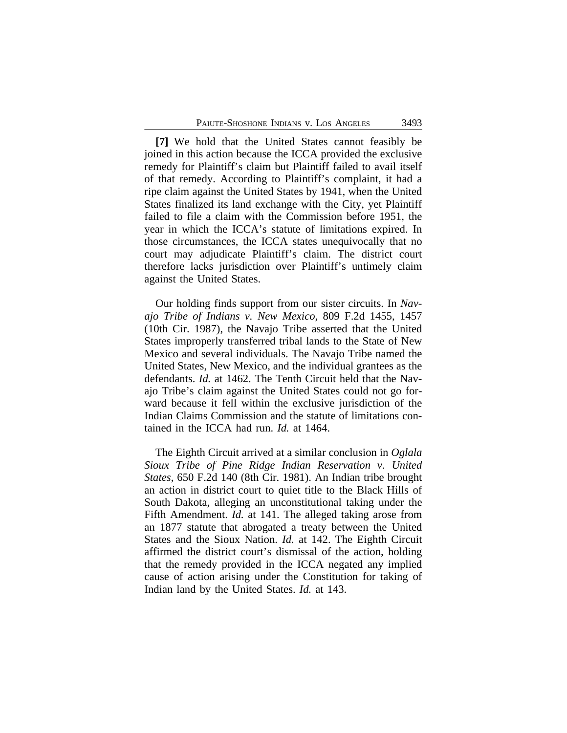**[7]** We hold that the United States cannot feasibly be joined in this action because the ICCA provided the exclusive remedy for Plaintiff's claim but Plaintiff failed to avail itself of that remedy. According to Plaintiff's complaint, it had a ripe claim against the United States by 1941, when the United States finalized its land exchange with the City, yet Plaintiff failed to file a claim with the Commission before 1951, the year in which the ICCA's statute of limitations expired. In those circumstances, the ICCA states unequivocally that no court may adjudicate Plaintiff's claim. The district court therefore lacks jurisdiction over Plaintiff's untimely claim against the United States.

Our holding finds support from our sister circuits. In *Navajo Tribe of Indians v. New Mexico*, 809 F.2d 1455, 1457 (10th Cir. 1987), the Navajo Tribe asserted that the United States improperly transferred tribal lands to the State of New Mexico and several individuals. The Navajo Tribe named the United States, New Mexico, and the individual grantees as the defendants. *Id.* at 1462. The Tenth Circuit held that the Navajo Tribe's claim against the United States could not go forward because it fell within the exclusive jurisdiction of the Indian Claims Commission and the statute of limitations contained in the ICCA had run. *Id.* at 1464.

The Eighth Circuit arrived at a similar conclusion in *Oglala Sioux Tribe of Pine Ridge Indian Reservation v. United States*, 650 F.2d 140 (8th Cir. 1981). An Indian tribe brought an action in district court to quiet title to the Black Hills of South Dakota, alleging an unconstitutional taking under the Fifth Amendment. *Id.* at 141. The alleged taking arose from an 1877 statute that abrogated a treaty between the United States and the Sioux Nation. *Id.* at 142. The Eighth Circuit affirmed the district court's dismissal of the action, holding that the remedy provided in the ICCA negated any implied cause of action arising under the Constitution for taking of Indian land by the United States. *Id.* at 143.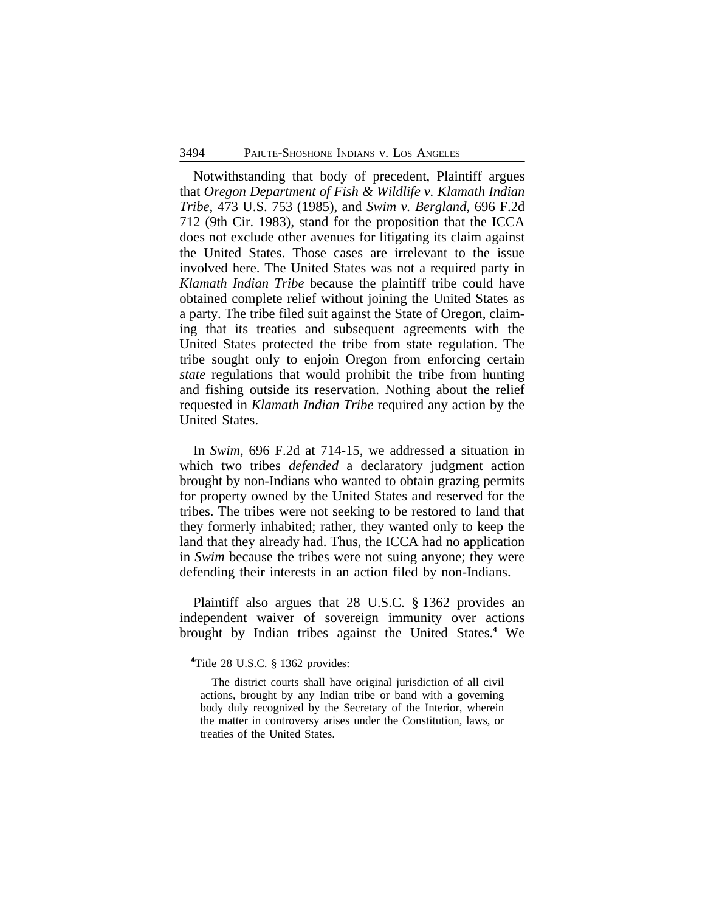Notwithstanding that body of precedent, Plaintiff argues that *Oregon Department of Fish & Wildlife v. Klamath Indian Tribe*, 473 U.S. 753 (1985), and *Swim v. Bergland*, 696 F.2d 712 (9th Cir. 1983), stand for the proposition that the ICCA does not exclude other avenues for litigating its claim against the United States. Those cases are irrelevant to the issue involved here. The United States was not a required party in *Klamath Indian Tribe* because the plaintiff tribe could have obtained complete relief without joining the United States as a party. The tribe filed suit against the State of Oregon, claiming that its treaties and subsequent agreements with the United States protected the tribe from state regulation. The tribe sought only to enjoin Oregon from enforcing certain *state* regulations that would prohibit the tribe from hunting and fishing outside its reservation. Nothing about the relief requested in *Klamath Indian Tribe* required any action by the United States.

In *Swim*, 696 F.2d at 714-15, we addressed a situation in which two tribes *defended* a declaratory judgment action brought by non-Indians who wanted to obtain grazing permits for property owned by the United States and reserved for the tribes. The tribes were not seeking to be restored to land that they formerly inhabited; rather, they wanted only to keep the land that they already had. Thus, the ICCA had no application in *Swim* because the tribes were not suing anyone; they were defending their interests in an action filed by non-Indians.

Plaintiff also argues that 28 U.S.C. § 1362 provides an independent waiver of sovereign immunity over actions brought by Indian tribes against the United States.[4] We

---

[4]Title 28 U.S.C. § 1362 provides:

> The district courts shall have original jurisdiction of all civil actions, brought by any Indian tribe or band with a governing body duly recognized by the Secretary of the Interior, wherein the matter in controversy arises under the Constitution, laws, or treaties of the United States.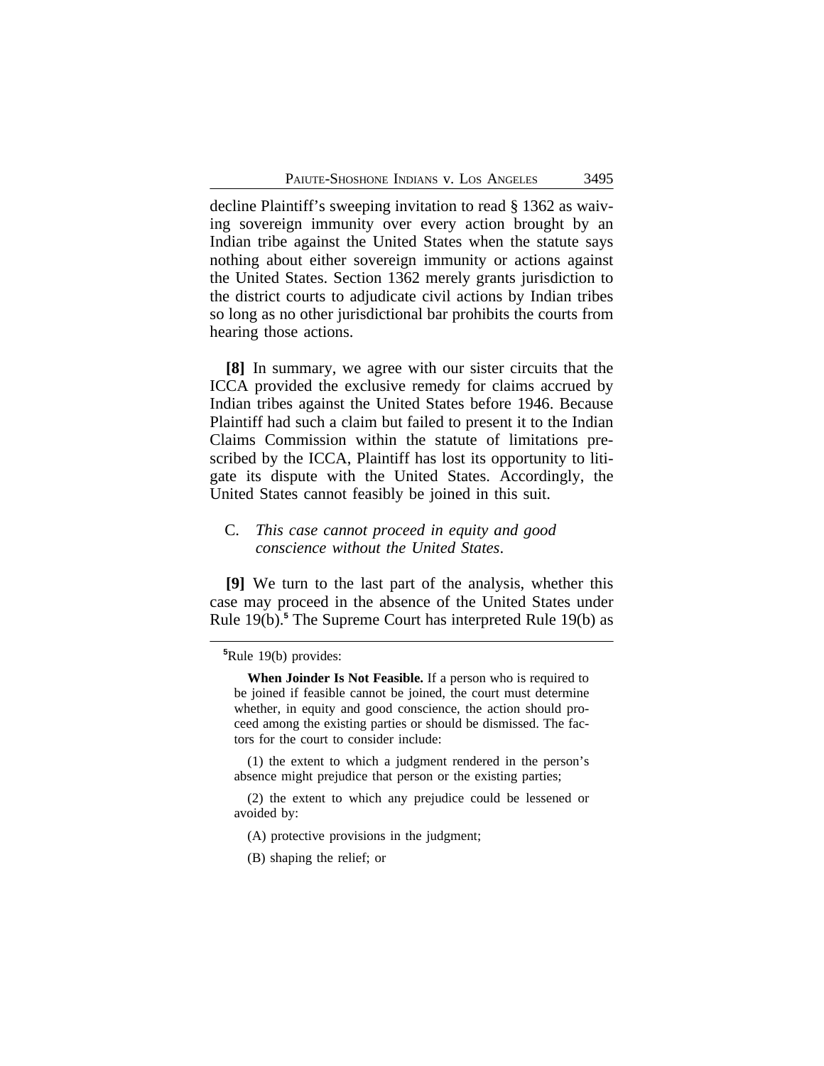decline Plaintiff's sweeping invitation to read § 1362 as waiving sovereign immunity over every action brought by an Indian tribe against the United States when the statute says nothing about either sovereign immunity or actions against the United States. Section 1362 merely grants jurisdiction to the district courts to adjudicate civil actions by Indian tribes so long as no other jurisdictional bar prohibits the courts from hearing those actions.

**[8]** In summary, we agree with our sister circuits that the ICCA provided the exclusive remedy for claims accrued by Indian tribes against the United States before 1946. Because Plaintiff had such a claim but failed to present it to the Indian Claims Commission within the statute of limitations prescribed by the ICCA, Plaintiff has lost its opportunity to litigate its dispute with the United States. Accordingly, the United States cannot feasibly be joined in this suit.

C. *This case cannot proceed in equity and good conscience without the United States.*

**[9]** We turn to the last part of the analysis, whether this case may proceed in the absence of the United States under Rule 19(b).[5] The Supreme Court has interpreted Rule 19(b) as

---

[5]Rule 19(b) provides:

> **When Joinder Is Not Feasible.** If a person who is required to be joined if feasible cannot be joined, the court must determine whether, in equity and good conscience, the action should proceed among the existing parties or should be dismissed. The factors for the court to consider include:
>
> (1) the extent to which a judgment rendered in the person's absence might prejudice that person or the existing parties;
>
> (2) the extent to which any prejudice could be lessened or avoided by:
>
> (A) protective provisions in the judgment;
>
> (B) shaping the relief; or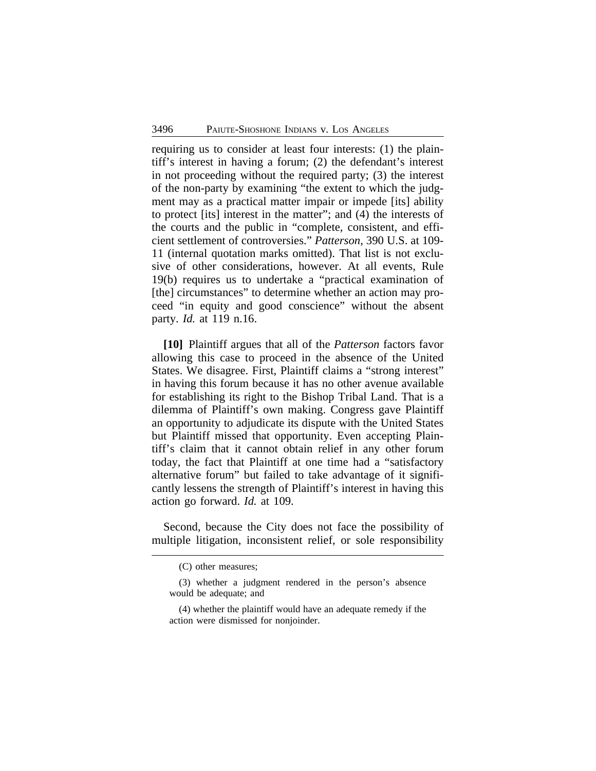requiring us to consider at least four interests: (1) the plaintiff's interest in having a forum; (2) the defendant's interest in not proceeding without the required party; (3) the interest of the non-party by examining "the extent to which the judgment may as a practical matter impair or impede [its] ability to protect [its] interest in the matter"; and (4) the interests of the courts and the public in "complete, consistent, and efficient settlement of controversies." *Patterson*, 390 U.S. at 109-11 (internal quotation marks omitted). That list is not exclusive of other considerations, however. At all events, Rule 19(b) requires us to undertake a "practical examination of [the] circumstances" to determine whether an action may proceed "in equity and good conscience" without the absent party. *Id.* at 119 n.16.

**[10]** Plaintiff argues that all of the *Patterson* factors favor allowing this case to proceed in the absence of the United States. We disagree. First, Plaintiff claims a "strong interest" in having this forum because it has no other avenue available for establishing its right to the Bishop Tribal Land. That is a dilemma of Plaintiff's own making. Congress gave Plaintiff an opportunity to adjudicate its dispute with the United States but Plaintiff missed that opportunity. Even accepting Plaintiff's claim that it cannot obtain relief in any other forum today, the fact that Plaintiff at one time had a "satisfactory alternative forum" but failed to take advantage of it significantly lessens the strength of Plaintiff's interest in having this action go forward. *Id.* at 109.

Second, because the City does not face the possibility of multiple litigation, inconsistent relief, or sole responsibility

---

(C) other measures;

(3) whether a judgment rendered in the person's absence would be adequate; and

(4) whether the plaintiff would have an adequate remedy if the action were dismissed for nonjoinder.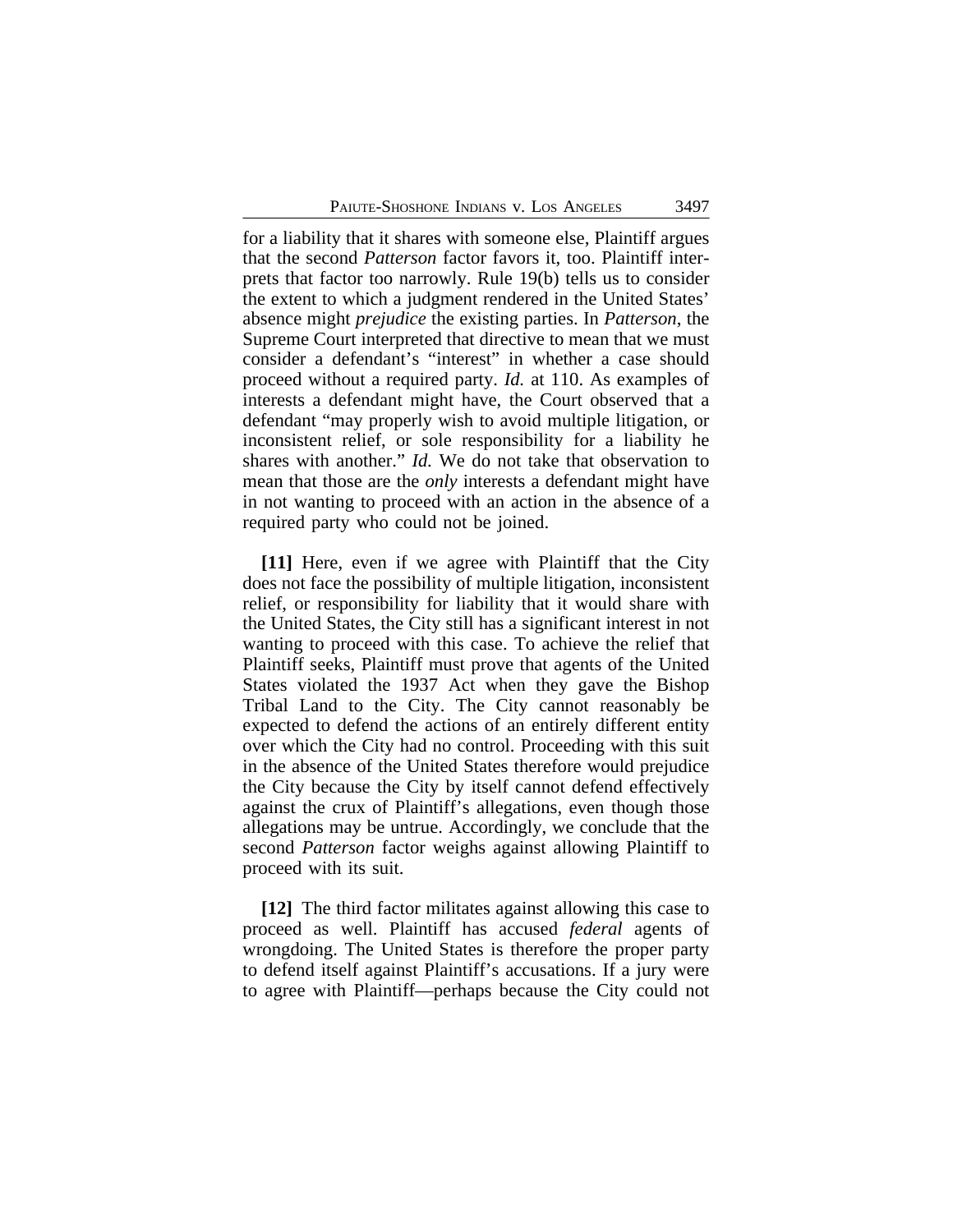for a liability that it shares with someone else, Plaintiff argues that the second *Patterson* factor favors it, too. Plaintiff interprets that factor too narrowly. Rule 19(b) tells us to consider the extent to which a judgment rendered in the United States' absence might *prejudice* the existing parties. In *Patterson*, the Supreme Court interpreted that directive to mean that we must consider a defendant's "interest" in whether a case should proceed without a required party. *Id.* at 110. As examples of interests a defendant might have, the Court observed that a defendant "may properly wish to avoid multiple litigation, or inconsistent relief, or sole responsibility for a liability he shares with another." *Id.* We do not take that observation to mean that those are the *only* interests a defendant might have in not wanting to proceed with an action in the absence of a required party who could not be joined.

**[11]** Here, even if we agree with Plaintiff that the City does not face the possibility of multiple litigation, inconsistent relief, or responsibility for liability that it would share with the United States, the City still has a significant interest in not wanting to proceed with this case. To achieve the relief that Plaintiff seeks, Plaintiff must prove that agents of the United States violated the 1937 Act when they gave the Bishop Tribal Land to the City. The City cannot reasonably be expected to defend the actions of an entirely different entity over which the City had no control. Proceeding with this suit in the absence of the United States therefore would prejudice the City because the City by itself cannot defend effectively against the crux of Plaintiff's allegations, even though those allegations may be untrue. Accordingly, we conclude that the second *Patterson* factor weighs against allowing Plaintiff to proceed with its suit.

**[12]** The third factor militates against allowing this case to proceed as well. Plaintiff has accused *federal* agents of wrongdoing. The United States is therefore the proper party to defend itself against Plaintiff's accusations. If a jury were to agree with Plaintiff—perhaps because the City could not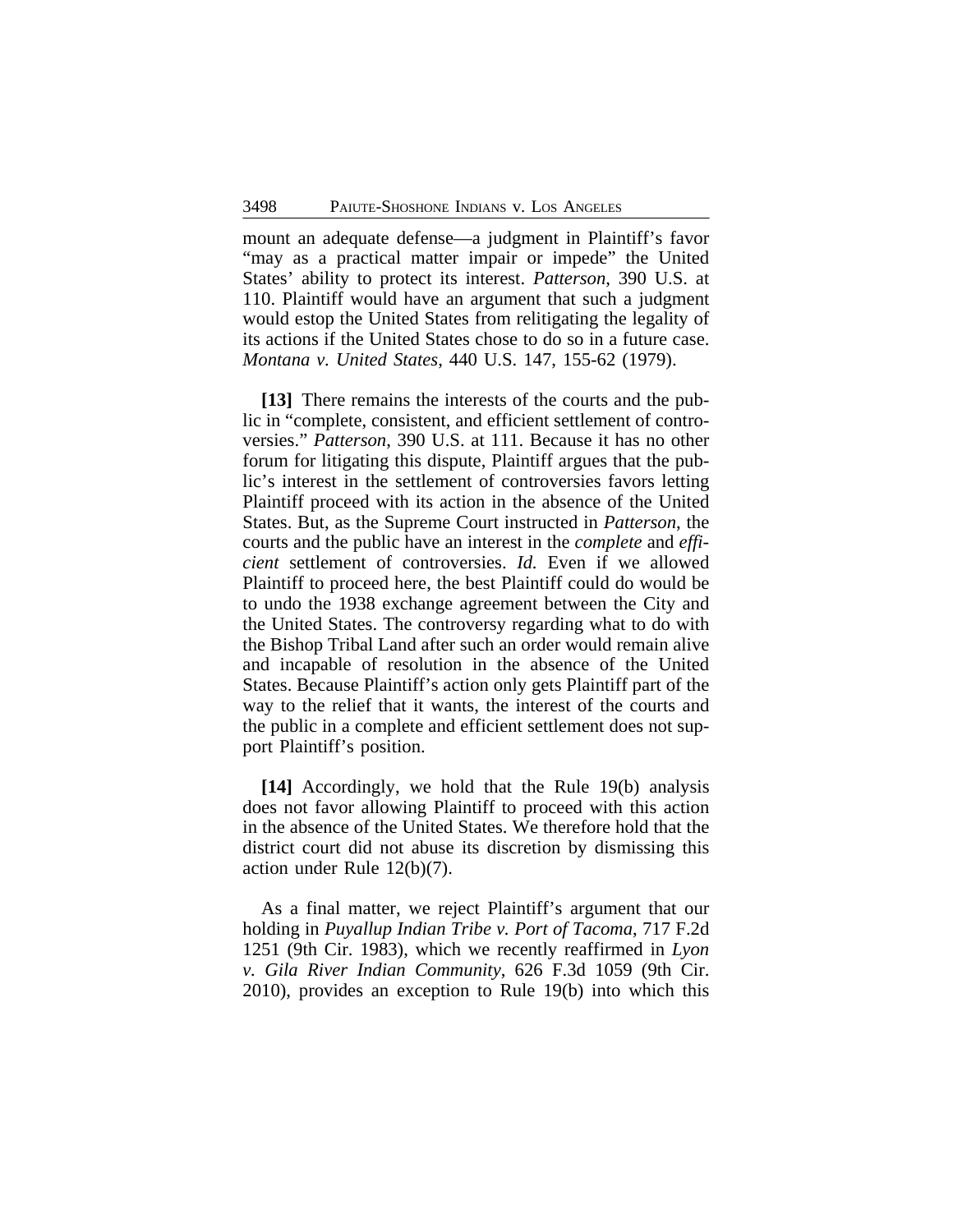mount an adequate defense—a judgment in Plaintiff's favor "may as a practical matter impair or impede" the United States' ability to protect its interest. *Patterson*, 390 U.S. at 110. Plaintiff would have an argument that such a judgment would estop the United States from relitigating the legality of its actions if the United States chose to do so in a future case. *Montana v. United States*, 440 U.S. 147, 155-62 (1979).

**[13]** There remains the interests of the courts and the public in "complete, consistent, and efficient settlement of controversies." *Patterson*, 390 U.S. at 111. Because it has no other forum for litigating this dispute, Plaintiff argues that the public's interest in the settlement of controversies favors letting Plaintiff proceed with its action in the absence of the United States. But, as the Supreme Court instructed in *Patterson*, the courts and the public have an interest in the *complete* and *efficient* settlement of controversies. *Id.* Even if we allowed Plaintiff to proceed here, the best Plaintiff could do would be to undo the 1938 exchange agreement between the City and the United States. The controversy regarding what to do with the Bishop Tribal Land after such an order would remain alive and incapable of resolution in the absence of the United States. Because Plaintiff's action only gets Plaintiff part of the way to the relief that it wants, the interest of the courts and the public in a complete and efficient settlement does not support Plaintiff's position.

**[14]** Accordingly, we hold that the Rule 19(b) analysis does not favor allowing Plaintiff to proceed with this action in the absence of the United States. We therefore hold that the district court did not abuse its discretion by dismissing this action under Rule 12(b)(7).

As a final matter, we reject Plaintiff's argument that our holding in *Puyallup Indian Tribe v. Port of Tacoma*, 717 F.2d 1251 (9th Cir. 1983), which we recently reaffirmed in *Lyon v. Gila River Indian Community*, 626 F.3d 1059 (9th Cir. 2010), provides an exception to Rule 19(b) into which this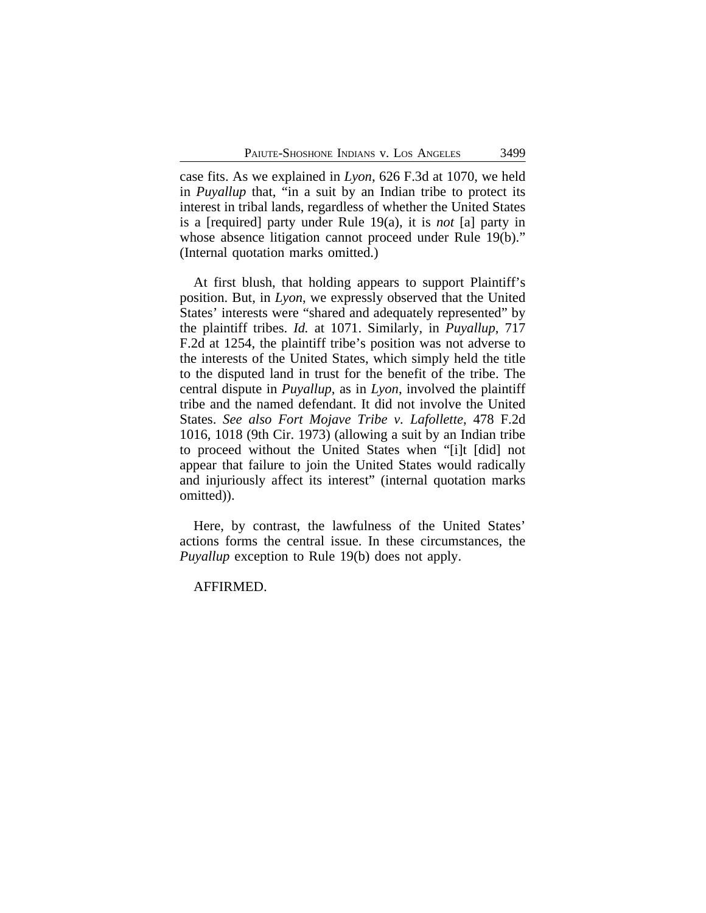case fits. As we explained in *Lyon*, 626 F.3d at 1070, we held in *Puyallup* that, "in a suit by an Indian tribe to protect its interest in tribal lands, regardless of whether the United States is a [required] party under Rule 19(a), it is *not* [a] party in whose absence litigation cannot proceed under Rule 19(b)." (Internal quotation marks omitted.)

At first blush, that holding appears to support Plaintiff's position. But, in *Lyon*, we expressly observed that the United States' interests were "shared and adequately represented" by the plaintiff tribes. *Id.* at 1071. Similarly, in *Puyallup*, 717 F.2d at 1254, the plaintiff tribe's position was not adverse to the interests of the United States, which simply held the title to the disputed land in trust for the benefit of the tribe. The central dispute in *Puyallup*, as in *Lyon*, involved the plaintiff tribe and the named defendant. It did not involve the United States. *See also Fort Mojave Tribe v. Lafollette*, 478 F.2d 1016, 1018 (9th Cir. 1973) (allowing a suit by an Indian tribe to proceed without the United States when "[i]t [did] not appear that failure to join the United States would radically and injuriously affect its interest" (internal quotation marks omitted)).

Here, by contrast, the lawfulness of the United States' actions forms the central issue. In these circumstances, the *Puyallup* exception to Rule 19(b) does not apply.

AFFIRMED.